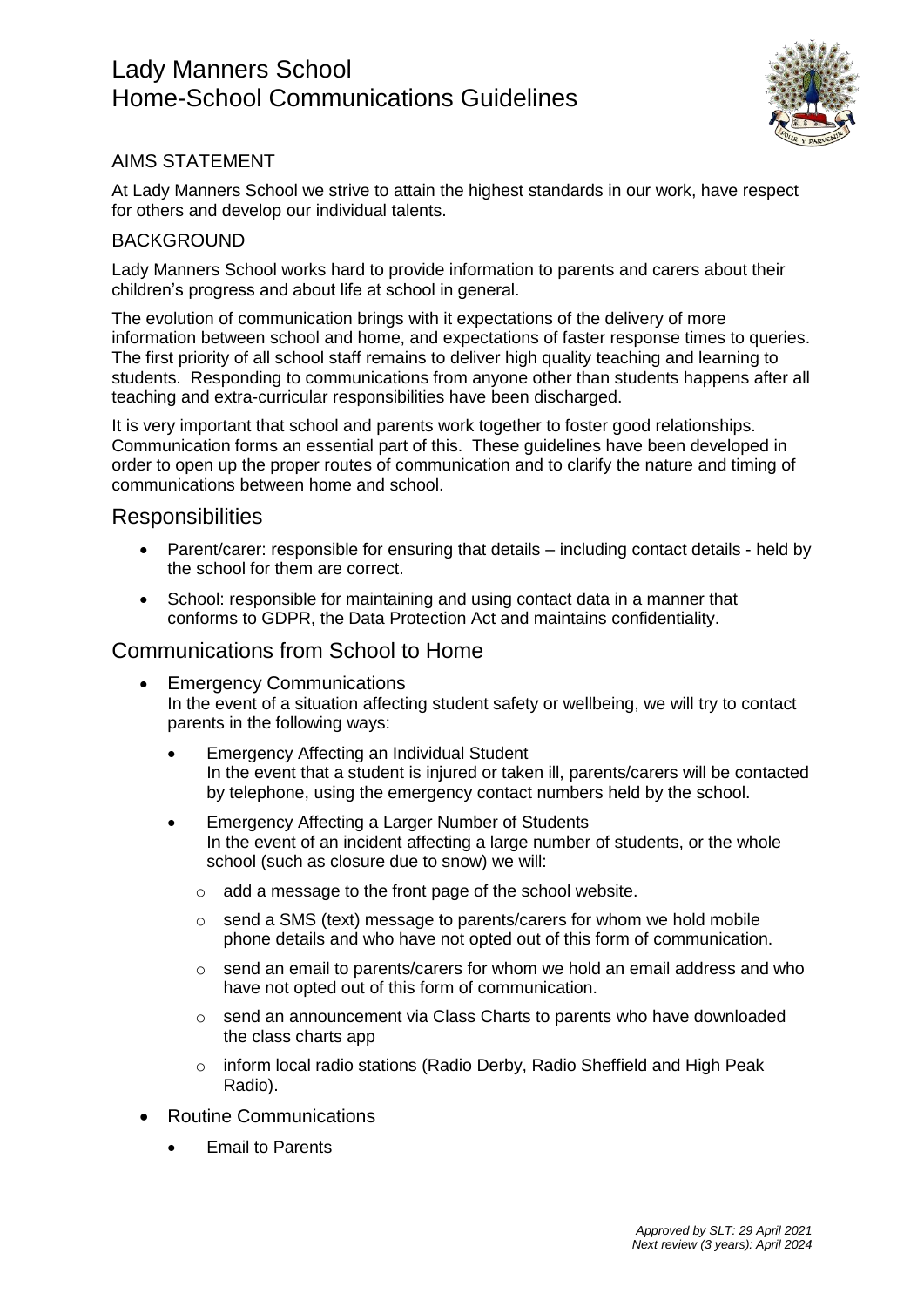# Lady Manners School
# Home-School Communications Guidelines

## AIMS STATEMENT

At Lady Manners School we strive to attain the highest standards in our work, have respect for others and develop our individual talents.

## BACKGROUND

Lady Manners School works hard to provide information to parents and carers about their children's progress and about life at school in general.

The evolution of communication brings with it expectations of the delivery of more information between school and home, and expectations of faster response times to queries. The first priority of all school staff remains to deliver high quality teaching and learning to students. Responding to communications from anyone other than students happens after all teaching and extra-curricular responsibilities have been discharged.

It is very important that school and parents work together to foster good relationships. Communication forms an essential part of this. These guidelines have been developed in order to open up the proper routes of communication and to clarify the nature and timing of communications between home and school.

## Responsibilities

- Parent/carer: responsible for ensuring that details – including contact details - held by the school for them are correct.
- School: responsible for maintaining and using contact data in a manner that conforms to GDPR, the Data Protection Act and maintains confidentiality.

## Communications from School to Home

- Emergency Communications
  In the event of a situation affecting student safety or wellbeing, we will try to contact parents in the following ways:
  - Emergency Affecting an Individual Student
    In the event that a student is injured or taken ill, parents/carers will be contacted by telephone, using the emergency contact numbers held by the school.
  - Emergency Affecting a Larger Number of Students
    In the event of an incident affecting a large number of students, or the whole school (such as closure due to snow) we will:
    - add a message to the front page of the school website.
    - send a SMS (text) message to parents/carers for whom we hold mobile phone details and who have not opted out of this form of communication.
    - send an email to parents/carers for whom we hold an email address and who have not opted out of this form of communication.
    - send an announcement via Class Charts to parents who have downloaded the class charts app
    - inform local radio stations (Radio Derby, Radio Sheffield and High Peak Radio).
- Routine Communications
  - Email to Parents

*Approved by SLT: 29 April 2021*
*Next review (3 years): April 2024*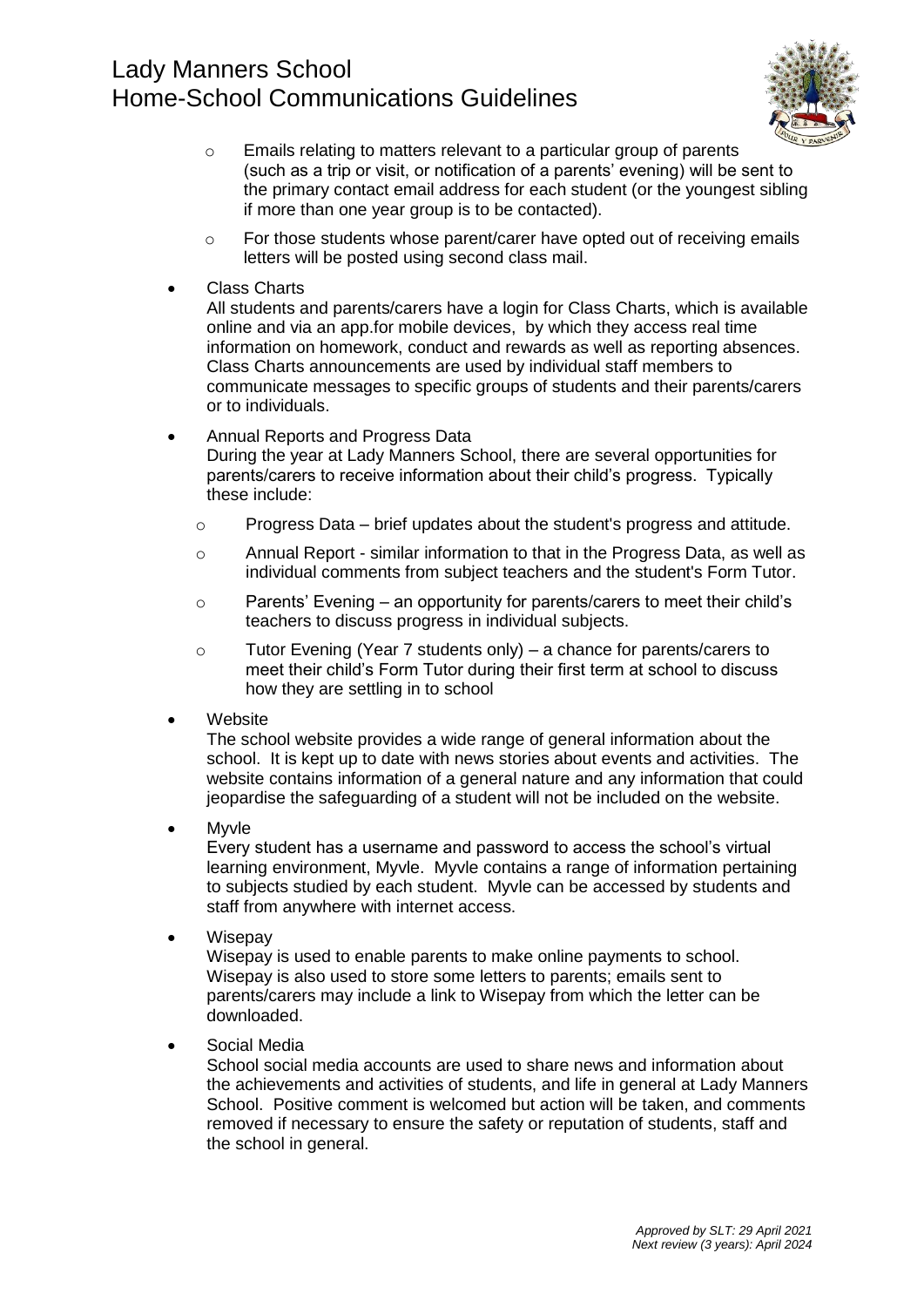- Emails relating to matters relevant to a particular group of parents (such as a trip or visit, or notification of a parents' evening) will be sent to the primary contact email address for each student (or the youngest sibling if more than one year group is to be contacted).
  - For those students whose parent/carer have opted out of receiving emails letters will be posted using second class mail.

- Class Charts
  All students and parents/carers have a login for Class Charts, which is available online and via an app.for mobile devices, by which they access real time information on homework, conduct and rewards as well as reporting absences. Class Charts announcements are used by individual staff members to communicate messages to specific groups of students and their parents/carers or to individuals.

- Annual Reports and Progress Data
  During the year at Lady Manners School, there are several opportunities for parents/carers to receive information about their child's progress. Typically these include:
  - Progress Data – brief updates about the student's progress and attitude.
  - Annual Report - similar information to that in the Progress Data, as well as individual comments from subject teachers and the student's Form Tutor.
  - Parents' Evening – an opportunity for parents/carers to meet their child's teachers to discuss progress in individual subjects.
  - Tutor Evening (Year 7 students only) – a chance for parents/carers to meet their child's Form Tutor during their first term at school to discuss how they are settling in to school

- Website
  The school website provides a wide range of general information about the school. It is kept up to date with news stories about events and activities. The website contains information of a general nature and any information that could jeopardise the safeguarding of a student will not be included on the website.

- Myvle
  Every student has a username and password to access the school's virtual learning environment, Myvle. Myvle contains a range of information pertaining to subjects studied by each student. Myvle can be accessed by students and staff from anywhere with internet access.

- Wisepay
  Wisepay is used to enable parents to make online payments to school. Wisepay is also used to store some letters to parents; emails sent to parents/carers may include a link to Wisepay from which the letter can be downloaded.

- Social Media
  School social media accounts are used to share news and information about the achievements and activities of students, and life in general at Lady Manners School. Positive comment is welcomed but action will be taken, and comments removed if necessary to ensure the safety or reputation of students, staff and the school in general.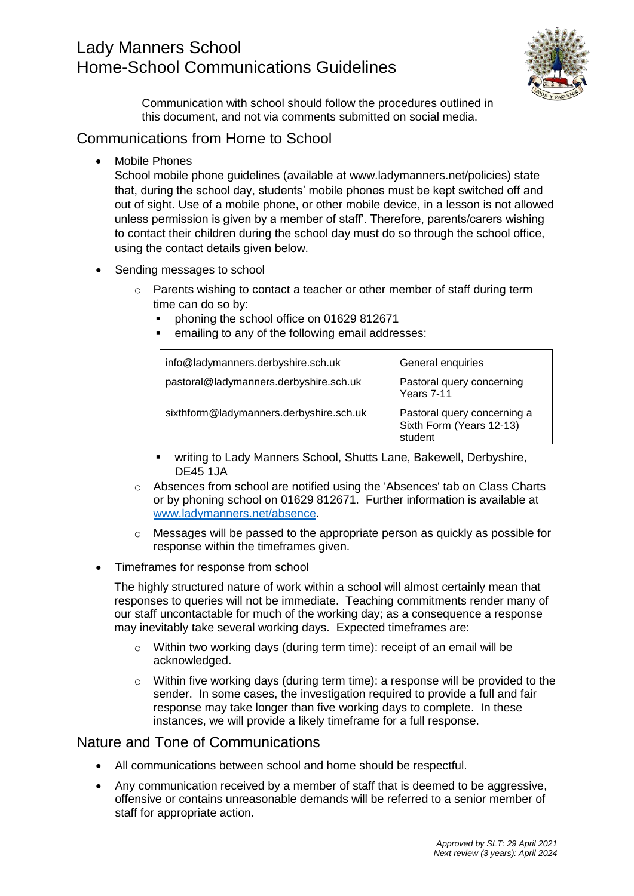# Lady Manners School
# Home-School Communications Guidelines

Communication with school should follow the procedures outlined in this document, and not via comments submitted on social media.

## Communications from Home to School

- Mobile Phones

  School mobile phone guidelines (available at www.ladymanners.net/policies) state that, during the school day, students' mobile phones must be kept switched off and out of sight. Use of a mobile phone, or other mobile device, in a lesson is not allowed unless permission is given by a member of staff'. Therefore, parents/carers wishing to contact their children during the school day must do so through the school office, using the contact details given below.

- Sending messages to school
  - Parents wishing to contact a teacher or other member of staff during term time can do so by:
    - phoning the school office on 01629 812671
    - emailing to any of the following email addresses:

| | |
|---|---|
| info@ladymanners.derbyshire.sch.uk | General enquiries |
| pastoral@ladymanners.derbyshire.sch.uk | Pastoral query concerning Years 7-11 |
| sixthform@ladymanners.derbyshire.sch.uk | Pastoral query concerning a Sixth Form (Years 12-13) student |

    - writing to Lady Manners School, Shutts Lane, Bakewell, Derbyshire, DE45 1JA
  - Absences from school are notified using the 'Absences' tab on Class Charts or by phoning school on 01629 812671. Further information is available at www.ladymanners.net/absence.
  - Messages will be passed to the appropriate person as quickly as possible for response within the timeframes given.

- Timeframes for response from school

  The highly structured nature of work within a school will almost certainly mean that responses to queries will not be immediate. Teaching commitments render many of our staff uncontactable for much of the working day; as a consequence a response may inevitably take several working days. Expected timeframes are:

  - Within two working days (during term time): receipt of an email will be acknowledged.
  - Within five working days (during term time): a response will be provided to the sender. In some cases, the investigation required to provide a full and fair response may take longer than five working days to complete. In these instances, we will provide a likely timeframe for a full response.

## Nature and Tone of Communications

- All communications between school and home should be respectful.
- Any communication received by a member of staff that is deemed to be aggressive, offensive or contains unreasonable demands will be referred to a senior member of staff for appropriate action.

*Approved by SLT: 29 April 2021*
*Next review (3 years): April 2024*